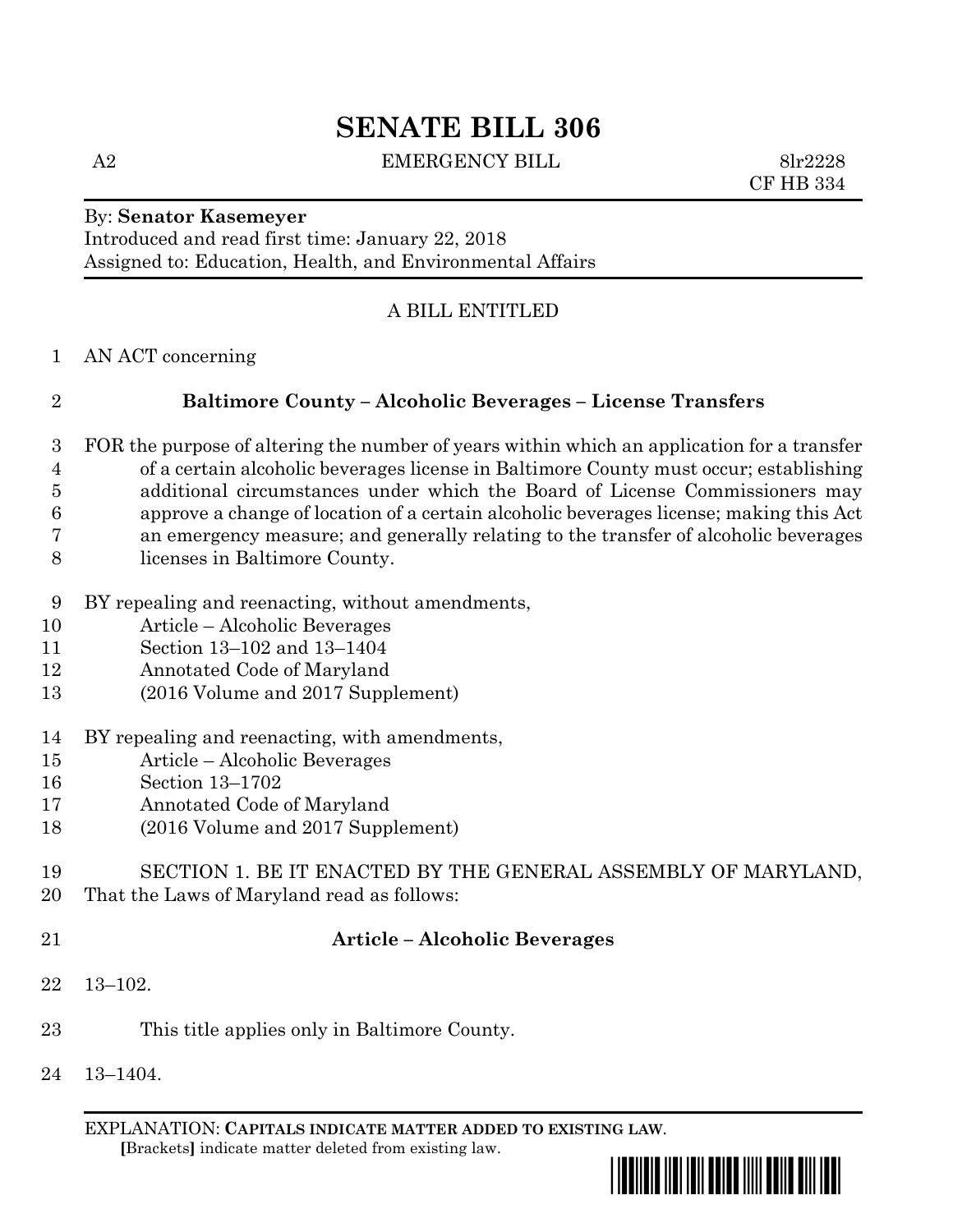# SENATE BILL 306

A2 EMERGENCY BILL 8lr2228
CF HB 334

By: **Senator Kasemeyer**
Introduced and read first time: January 22, 2018
Assigned to: Education, Health, and Environmental Affairs

A BILL ENTITLED

1 AN ACT concerning

2 **Baltimore County – Alcoholic Beverages – License Transfers**

3 FOR the purpose of altering the number of years within which an application for a transfer
4 of a certain alcoholic beverages license in Baltimore County must occur; establishing
5 additional circumstances under which the Board of License Commissioners may
6 approve a change of location of a certain alcoholic beverages license; making this Act
7 an emergency measure; and generally relating to the transfer of alcoholic beverages
8 licenses in Baltimore County.

9 BY repealing and reenacting, without amendments,
10 Article – Alcoholic Beverages
11 Section 13–102 and 13–1404
12 Annotated Code of Maryland
13 (2016 Volume and 2017 Supplement)

14 BY repealing and reenacting, with amendments,
15 Article – Alcoholic Beverages
16 Section 13–1702
17 Annotated Code of Maryland
18 (2016 Volume and 2017 Supplement)

19 SECTION 1. BE IT ENACTED BY THE GENERAL ASSEMBLY OF MARYLAND,
20 That the Laws of Maryland read as follows:

21 **Article – Alcoholic Beverages**

22 13–102.

23 This title applies only in Baltimore County.

24 13–1404.

EXPLANATION: **CAPITALS INDICATE MATTER ADDED TO EXISTING LAW.**
**[**Brackets**]** indicate matter deleted from existing law.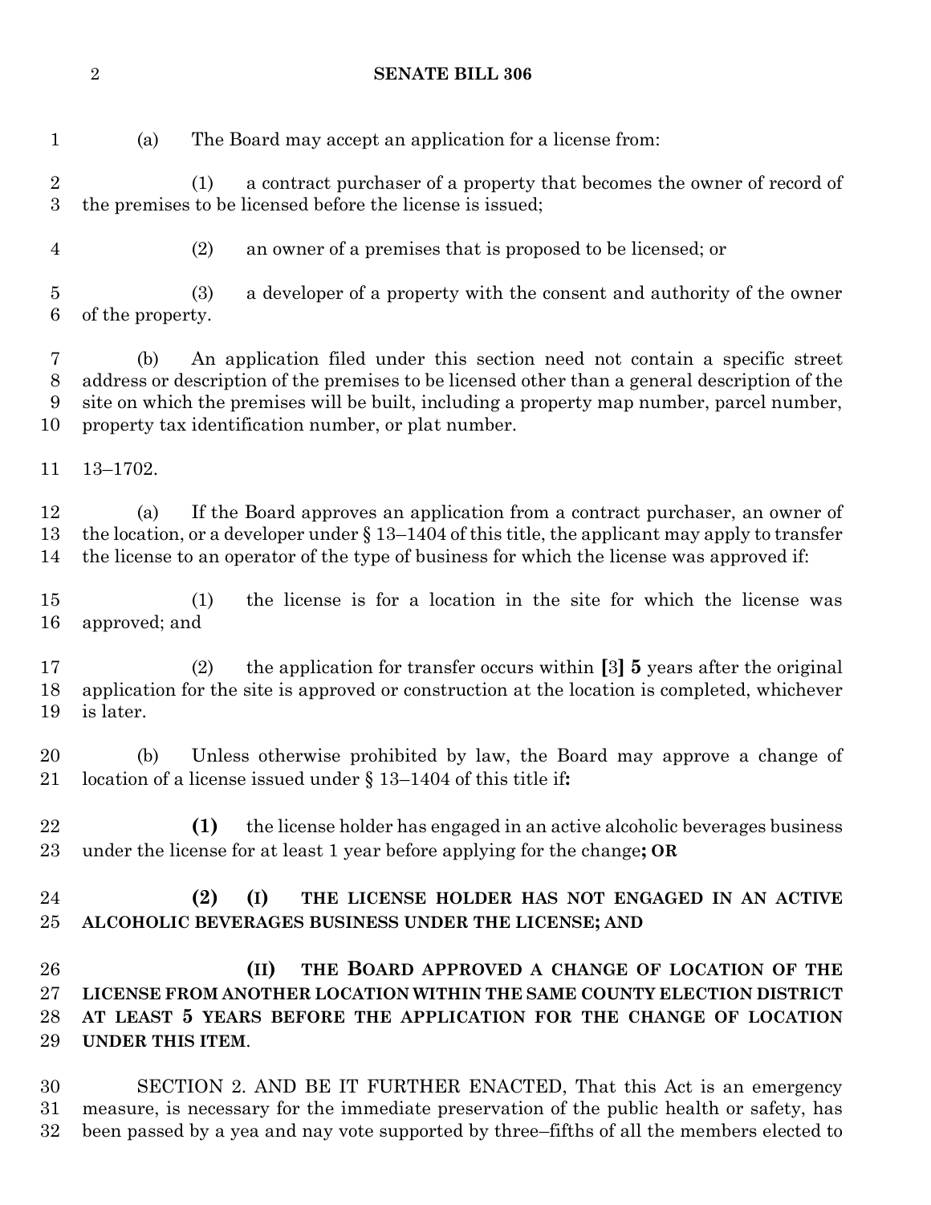(a) The Board may accept an application for a license from:

(1) a contract purchaser of a property that becomes the owner of record of the premises to be licensed before the license is issued;

(2) an owner of a premises that is proposed to be licensed; or

(3) a developer of a property with the consent and authority of the owner of the property.

(b) An application filed under this section need not contain a specific street address or description of the premises to be licensed other than a general description of the site on which the premises will be built, including a property map number, parcel number, property tax identification number, or plat number.

13–1702.

(a) If the Board approves an application from a contract purchaser, an owner of the location, or a developer under § 13–1404 of this title, the applicant may apply to transfer the license to an operator of the type of business for which the license was approved if:

(1) the license is for a location in the site for which the license was approved; and

(2) the application for transfer occurs within **[**3**] 5** years after the original application for the site is approved or construction at the location is completed, whichever is later.

(b) Unless otherwise prohibited by law, the Board may approve a change of location of a license issued under § 13–1404 of this title if**:**

**(1)** the license holder has engaged in an active alcoholic beverages business under the license for at least 1 year before applying for the change**; OR**

**(2) (I) THE LICENSE HOLDER HAS NOT ENGAGED IN AN ACTIVE ALCOHOLIC BEVERAGES BUSINESS UNDER THE LICENSE; AND**

**(II) THE BOARD APPROVED A CHANGE OF LOCATION OF THE LICENSE FROM ANOTHER LOCATION WITHIN THE SAME COUNTY ELECTION DISTRICT AT LEAST 5 YEARS BEFORE THE APPLICATION FOR THE CHANGE OF LOCATION UNDER THIS ITEM**.

SECTION 2. AND BE IT FURTHER ENACTED, That this Act is an emergency measure, is necessary for the immediate preservation of the public health or safety, has been passed by a yea and nay vote supported by three–fifths of all the members elected to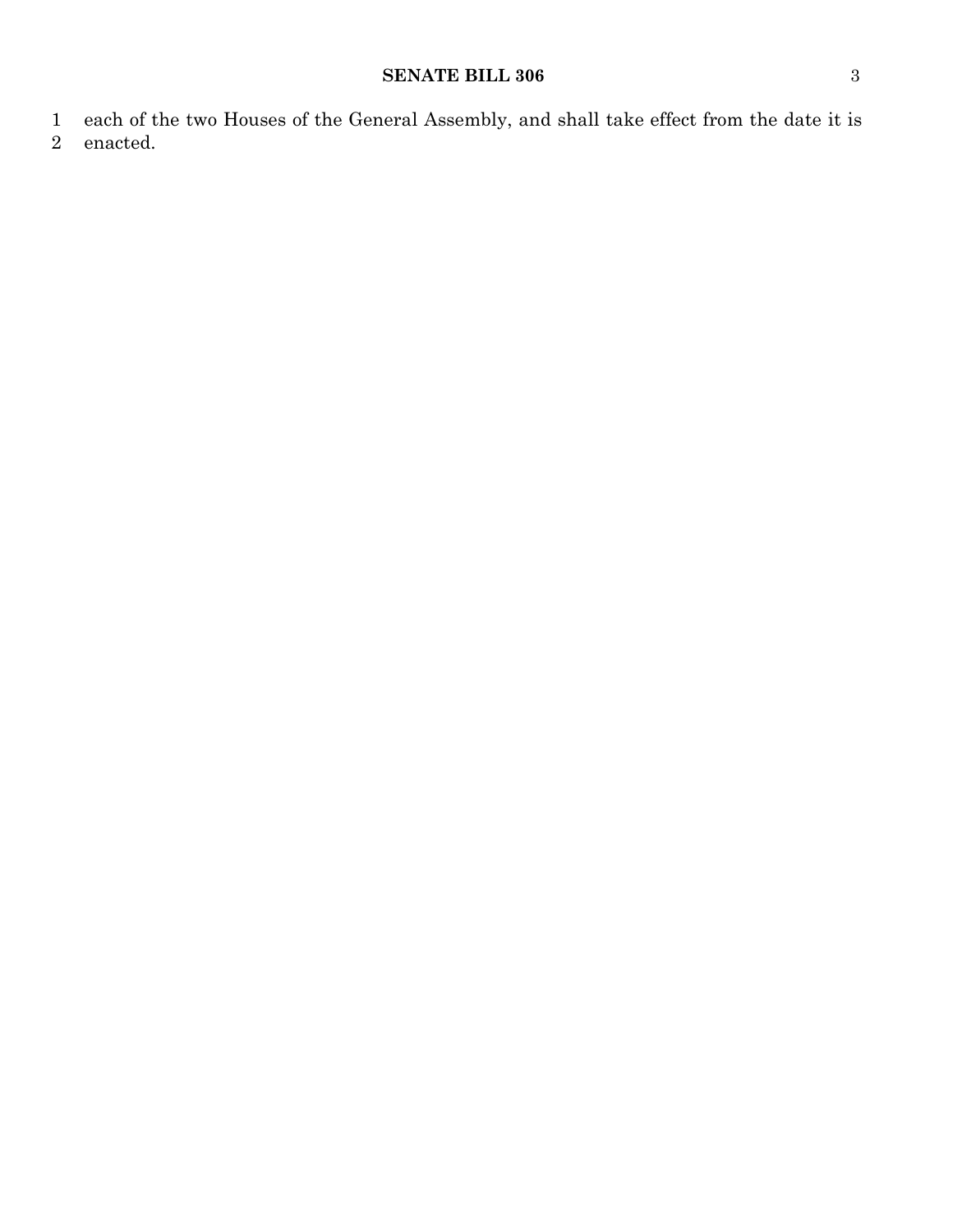each of the two Houses of the General Assembly, and shall take effect from the date it is enacted.